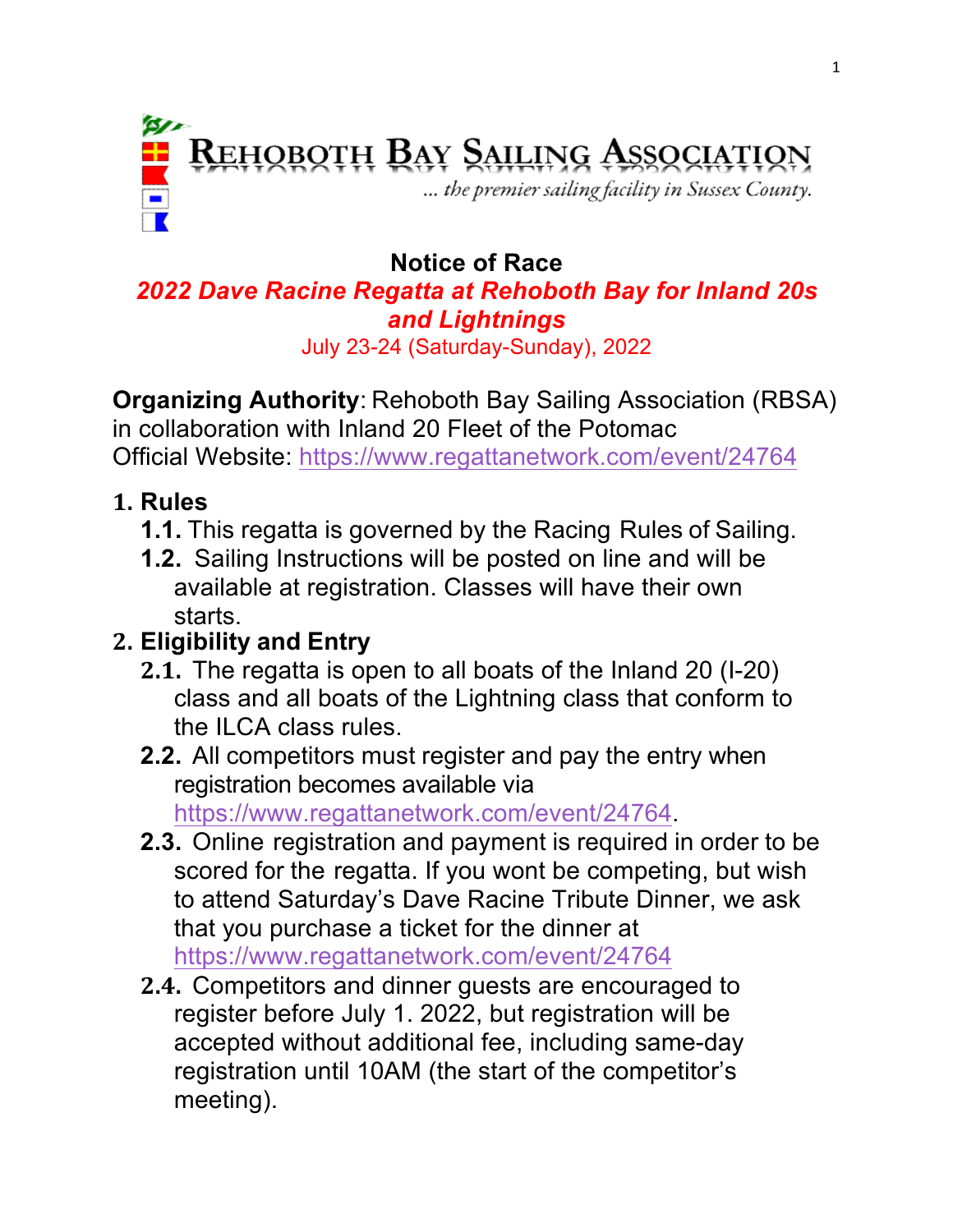# Rehoboth Bay Sailing Association

*... the premier sailing facility in Sussex County.*

## Notice of Race

### *2022 Dave Racine Regatta at Rehoboth Bay for Inland 20s and Lightnings*

July 23-24 (Saturday-Sunday), 2022

**Organizing Authority**: Rehoboth Bay Sailing Association (RBSA) in collaboration with Inland 20 Fleet of the Potomac
Official Website: https://www.regattanetwork.com/event/24764

## 1. Rules

**1.1.** This regatta is governed by the Racing Rules of Sailing.

**1.2.** Sailing Instructions will be posted on line and will be available at registration. Classes will have their own starts.

## 2. Eligibility and Entry

**2.1.** The regatta is open to all boats of the Inland 20 (I-20) class and all boats of the Lightning class that conform to the ILCA class rules.

**2.2.** All competitors must register and pay the entry when registration becomes available via https://www.regattanetwork.com/event/24764.

**2.3.** Online registration and payment is required in order to be scored for the regatta. If you wont be competing, but wish to attend Saturday's Dave Racine Tribute Dinner, we ask that you purchase a ticket for the dinner at https://www.regattanetwork.com/event/24764

**2.4.** Competitors and dinner guests are encouraged to register before July 1. 2022, but registration will be accepted without additional fee, including same-day registration until 10AM (the start of the competitor's meeting).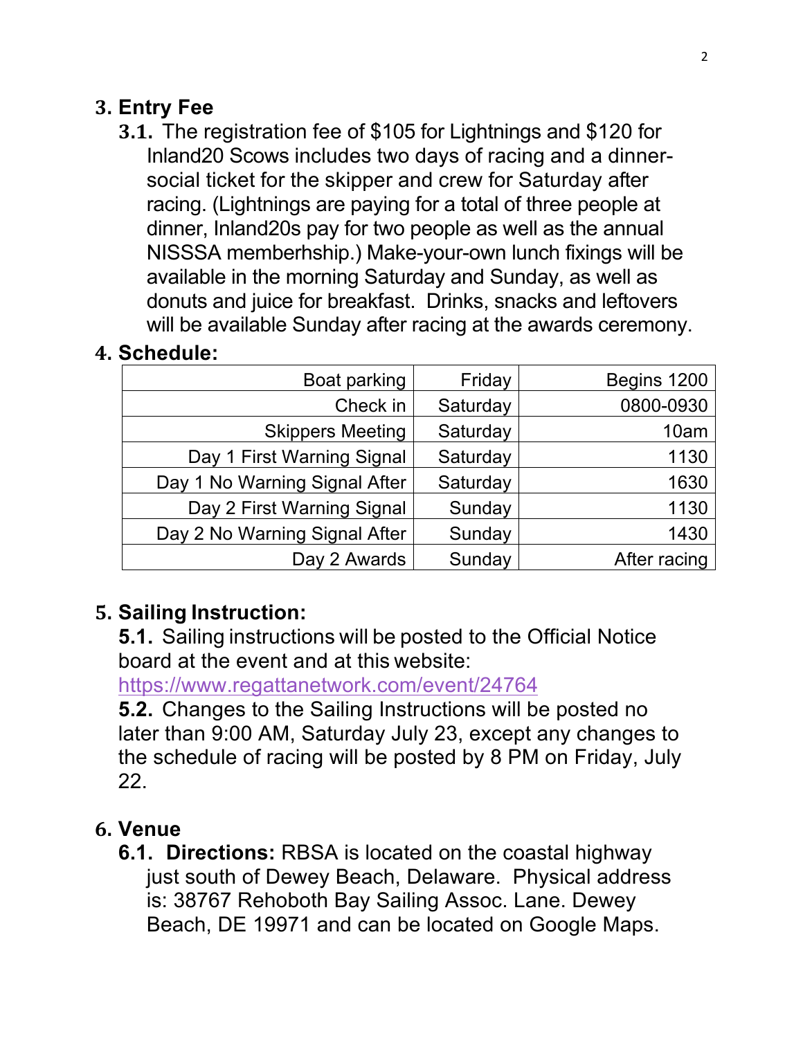## 3. Entry Fee

**3.1.** The registration fee of $105 for Lightnings and $120 for Inland20 Scows includes two days of racing and a dinner-social ticket for the skipper and crew for Saturday after racing. (Lightnings are paying for a total of three people at dinner, Inland20s pay for two people as well as the annual NISSSA memberhship.) Make-your-own lunch fixings will be available in the morning Saturday and Sunday, as well as donuts and juice for breakfast. Drinks, snacks and leftovers will be available Sunday after racing at the awards ceremony.

## 4. Schedule:

| | | |
|---:|---:|---:|
| Boat parking | Friday | Begins 1200 |
| Check in | Saturday | 0800-0930 |
| Skippers Meeting | Saturday | 10am |
| Day 1 First Warning Signal | Saturday | 1130 |
| Day 1 No Warning Signal After | Saturday | 1630 |
| Day 2 First Warning Signal | Sunday | 1130 |
| Day 2 No Warning Signal After | Sunday | 1430 |
| Day 2 Awards | Sunday | After racing |

## 5. Sailing Instruction:

**5.1.** Sailing instructions will be posted to the Official Notice board at the event and at this website: https://www.regattanetwork.com/event/24764

**5.2.** Changes to the Sailing Instructions will be posted no later than 9:00 AM, Saturday July 23, except any changes to the schedule of racing will be posted by 8 PM on Friday, July 22.

## 6. Venue

**6.1. Directions:** RBSA is located on the coastal highway just south of Dewey Beach, Delaware. Physical address is: 38767 Rehoboth Bay Sailing Assoc. Lane. Dewey Beach, DE 19971 and can be located on Google Maps.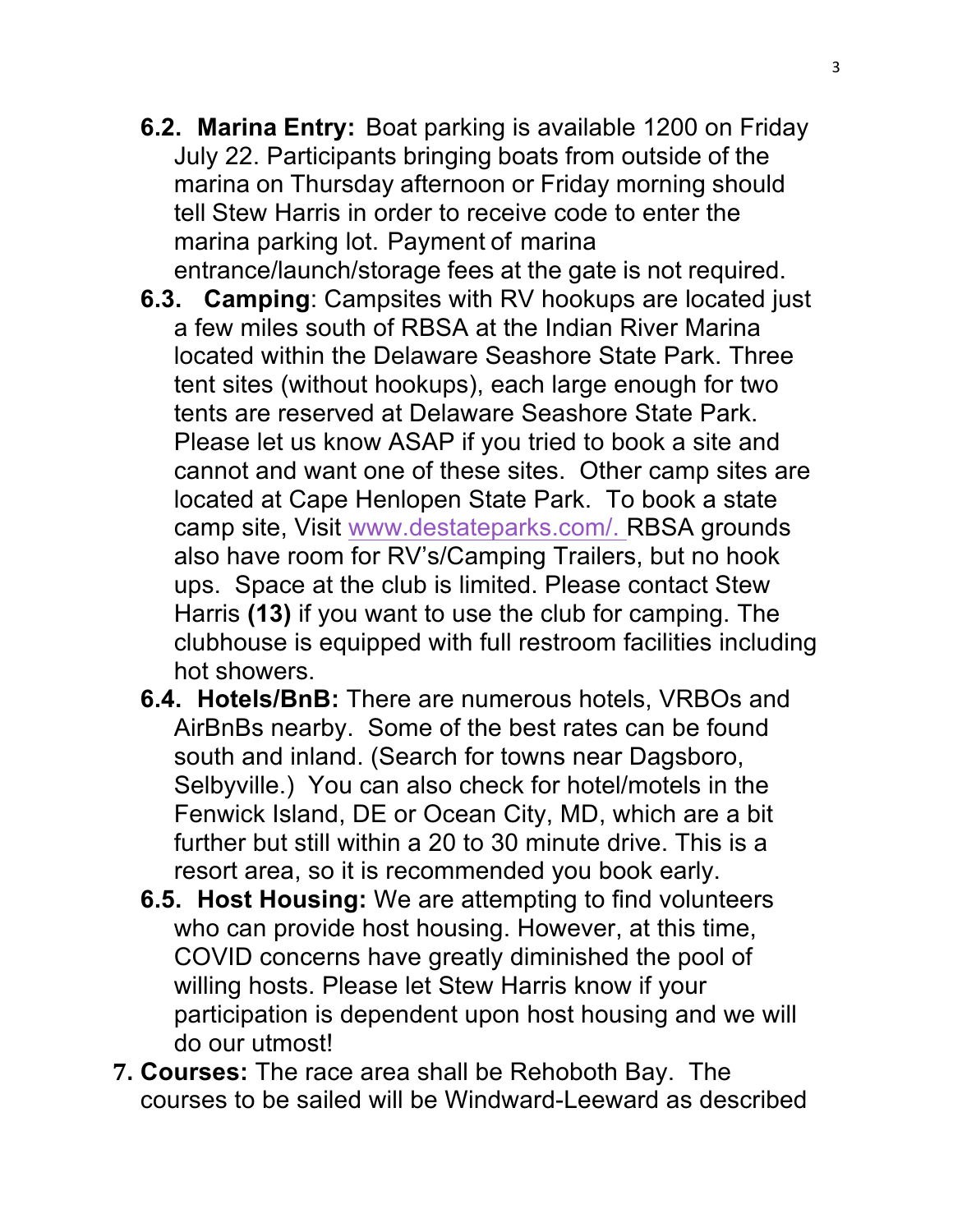- **6.2. Marina Entry:** Boat parking is available 1200 on Friday July 22. Participants bringing boats from outside of the marina on Thursday afternoon or Friday morning should tell Stew Harris in order to receive code to enter the marina parking lot. Payment of marina entrance/launch/storage fees at the gate is not required.
- **6.3. Camping**: Campsites with RV hookups are located just a few miles south of RBSA at the Indian River Marina located within the Delaware Seashore State Park. Three tent sites (without hookups), each large enough for two tents are reserved at Delaware Seashore State Park. Please let us know ASAP if you tried to book a site and cannot and want one of these sites. Other camp sites are located at Cape Henlopen State Park. To book a state camp site, Visit www.destateparks.com/. RBSA grounds also have room for RV's/Camping Trailers, but no hook ups. Space at the club is limited. Please contact Stew Harris **(13)** if you want to use the club for camping. The clubhouse is equipped with full restroom facilities including hot showers.
- **6.4. Hotels/BnB:** There are numerous hotels, VRBOs and AirBnBs nearby. Some of the best rates can be found south and inland. (Search for towns near Dagsboro, Selbyville.) You can also check for hotel/motels in the Fenwick Island, DE or Ocean City, MD, which are a bit further but still within a 20 to 30 minute drive. This is a resort area, so it is recommended you book early.
- **6.5. Host Housing:** We are attempting to find volunteers who can provide host housing. However, at this time, COVID concerns have greatly diminished the pool of willing hosts. Please let Stew Harris know if your participation is dependent upon host housing and we will do our utmost!

**7. Courses:** The race area shall be Rehoboth Bay. The courses to be sailed will be Windward-Leeward as described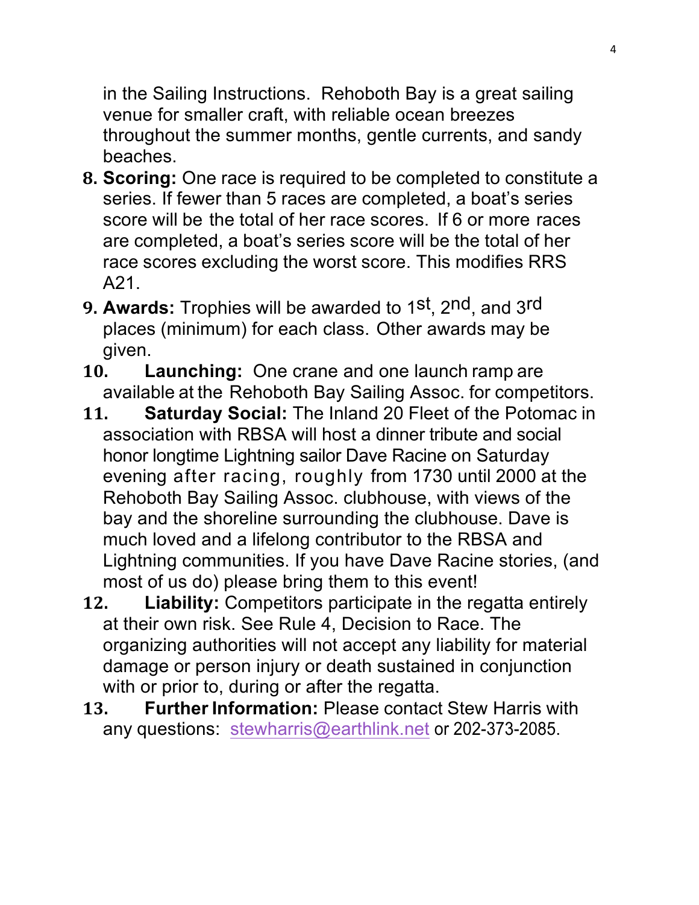in the Sailing Instructions. Rehoboth Bay is a great sailing venue for smaller craft, with reliable ocean breezes throughout the summer months, gentle currents, and sandy beaches.

8. **Scoring:** One race is required to be completed to constitute a series. If fewer than 5 races are completed, a boat's series score will be the total of her race scores. If 6 or more races are completed, a boat's series score will be the total of her race scores excluding the worst score. This modifies RRS A21.
9. **Awards:** Trophies will be awarded to 1st, 2nd, and 3rd places (minimum) for each class. Other awards may be given.
10. **Launching:** One crane and one launch ramp are available at the Rehoboth Bay Sailing Assoc. for competitors.
11. **Saturday Social:** The Inland 20 Fleet of the Potomac in association with RBSA will host a dinner tribute and social honor longtime Lightning sailor Dave Racine on Saturday evening after racing, roughly from 1730 until 2000 at the Rehoboth Bay Sailing Assoc. clubhouse, with views of the bay and the shoreline surrounding the clubhouse. Dave is much loved and a lifelong contributor to the RBSA and Lightning communities. If you have Dave Racine stories, (and most of us do) please bring them to this event!
12. **Liability:** Competitors participate in the regatta entirely at their own risk. See Rule 4, Decision to Race. The organizing authorities will not accept any liability for material damage or person injury or death sustained in conjunction with or prior to, during or after the regatta.
13. **Further Information:** Please contact Stew Harris with any questions: stewharris@earthlink.net or 202-373-2085.